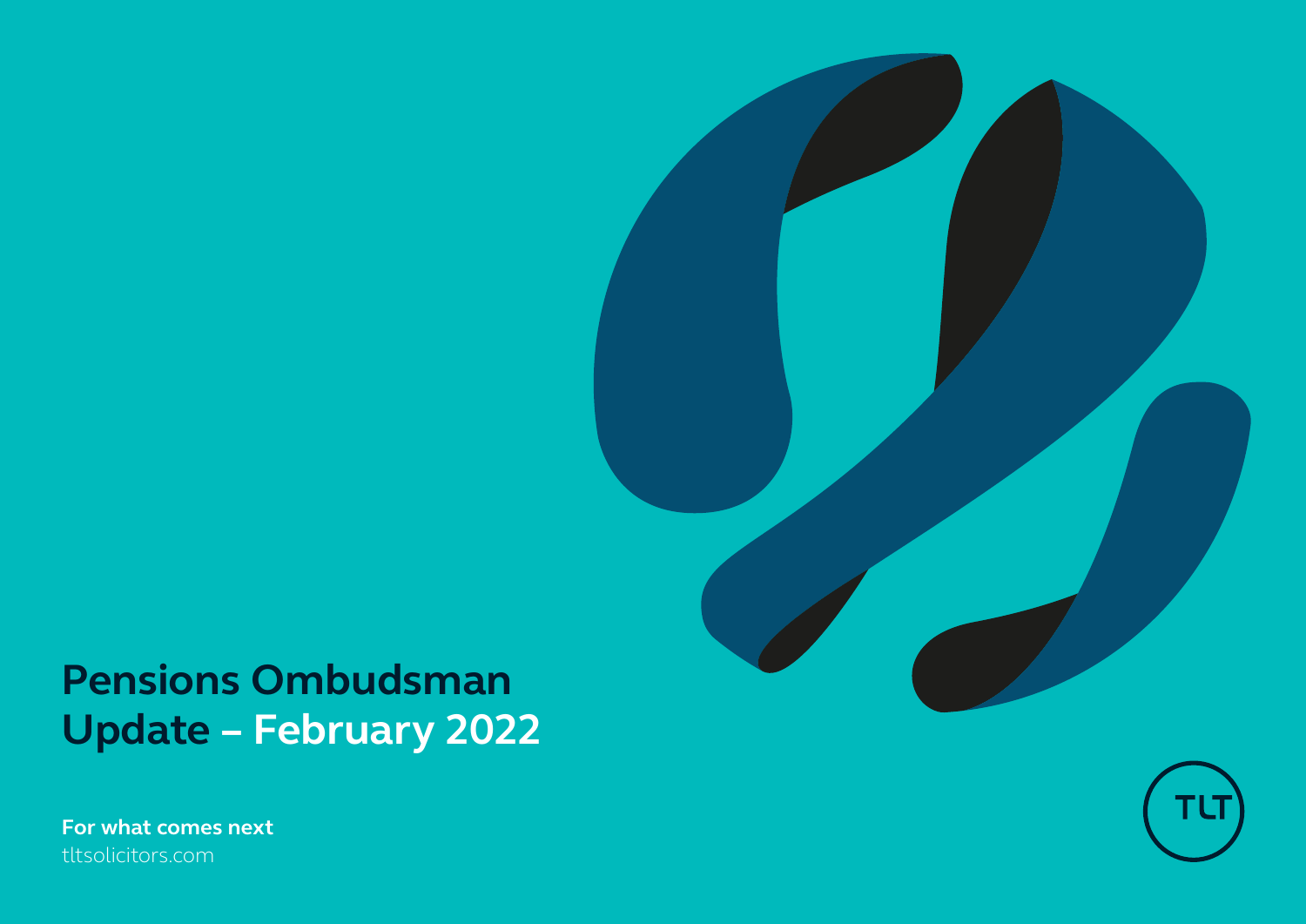# Pensions Ombudsman Update – February 2022

**For what comes next**

tltsolicitors.com

TLT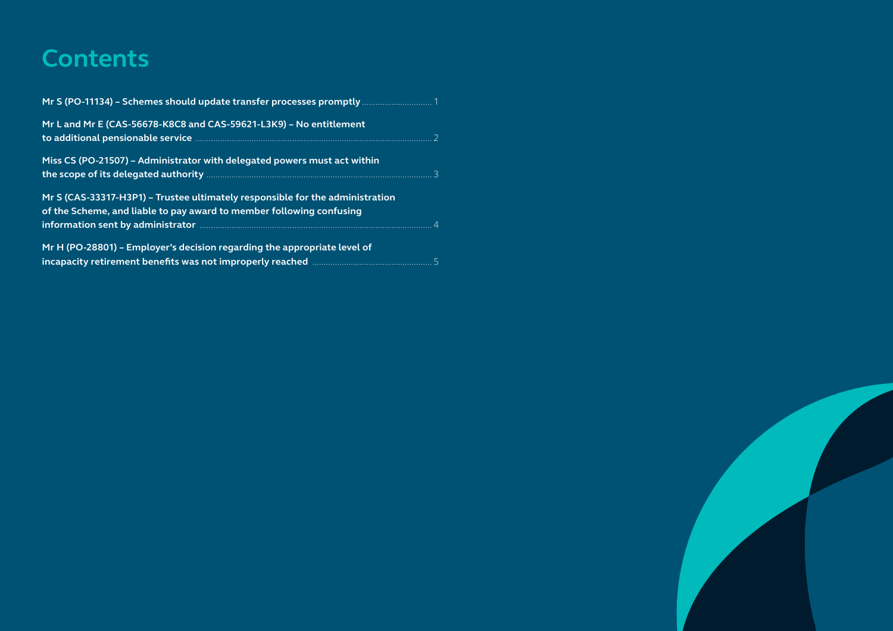# Contents

**Mr S (PO-11134) – Schemes should update transfer processes promptly** ..... 1

**Mr L and Mr E (CAS-56678-K8C8 and CAS-59621-L3K9) – No entitlement to additional pensionable service** ..... 2

**Miss CS (PO-21507) – Administrator with delegated powers must act within the scope of its delegated authority** ..... 3

**Mr S (CAS-33317-H3P1) – Trustee ultimately responsible for the administration of the Scheme, and liable to pay award to member following confusing information sent by administrator** ..... 4

**Mr H (PO-28801) – Employer's decision regarding the appropriate level of incapacity retirement benefits was not improperly reached** ..... 5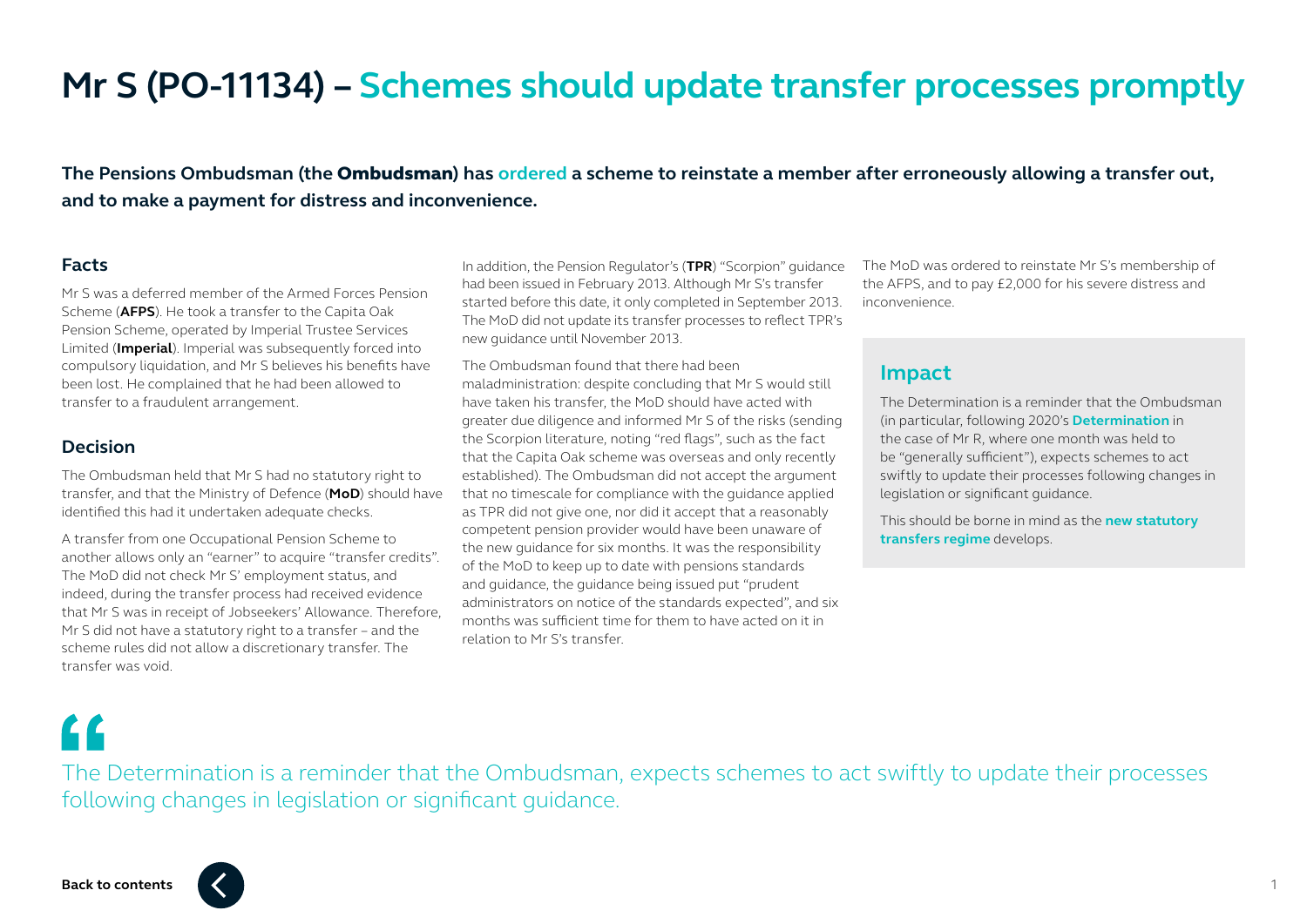# Mr S (PO-11134) – Schemes should update transfer processes promptly

**The Pensions Ombudsman (the Ombudsman) has ordered a scheme to reinstate a member after erroneously allowing a transfer out, and to make a payment for distress and inconvenience.**

## Facts

Mr S was a deferred member of the Armed Forces Pension Scheme (**AFPS**). He took a transfer to the Capita Oak Pension Scheme, operated by Imperial Trustee Services Limited (**Imperial**). Imperial was subsequently forced into compulsory liquidation, and Mr S believes his benefits have been lost. He complained that he had been allowed to transfer to a fraudulent arrangement.

## Decision

The Ombudsman held that Mr S had no statutory right to transfer, and that the Ministry of Defence (**MoD**) should have identified this had it undertaken adequate checks.

A transfer from one Occupational Pension Scheme to another allows only an "earner" to acquire "transfer credits". The MoD did not check Mr S' employment status, and indeed, during the transfer process had received evidence that Mr S was in receipt of Jobseekers' Allowance. Therefore, Mr S did not have a statutory right to a transfer – and the scheme rules did not allow a discretionary transfer. The transfer was void.

In addition, the Pension Regulator's (**TPR**) "Scorpion" guidance had been issued in February 2013. Although Mr S's transfer started before this date, it only completed in September 2013. The MoD did not update its transfer processes to reflect TPR's new guidance until November 2013.

The Ombudsman found that there had been maladministration: despite concluding that Mr S would still have taken his transfer, the MoD should have acted with greater due diligence and informed Mr S of the risks (sending the Scorpion literature, noting "red flags", such as the fact that the Capita Oak scheme was overseas and only recently established). The Ombudsman did not accept the argument that no timescale for compliance with the guidance applied as TPR did not give one, nor did it accept that a reasonably competent pension provider would have been unaware of the new guidance for six months. It was the responsibility of the MoD to keep up to date with pensions standards and guidance, the guidance being issued put "prudent administrators on notice of the standards expected", and six months was sufficient time for them to have acted on it in relation to Mr S's transfer.

The MoD was ordered to reinstate Mr S's membership of the AFPS, and to pay £2,000 for his severe distress and inconvenience.

## Impact

The Determination is a reminder that the Ombudsman (in particular, following 2020's **Determination** in the case of Mr R, where one month was held to be "generally sufficient"), expects schemes to act swiftly to update their processes following changes in legislation or significant guidance.

This should be borne in mind as the **new statutory transfers regime** develops.

> "The Determination is a reminder that the Ombudsman, expects schemes to act swiftly to update their processes following changes in legislation or significant guidance.

**Back to contents**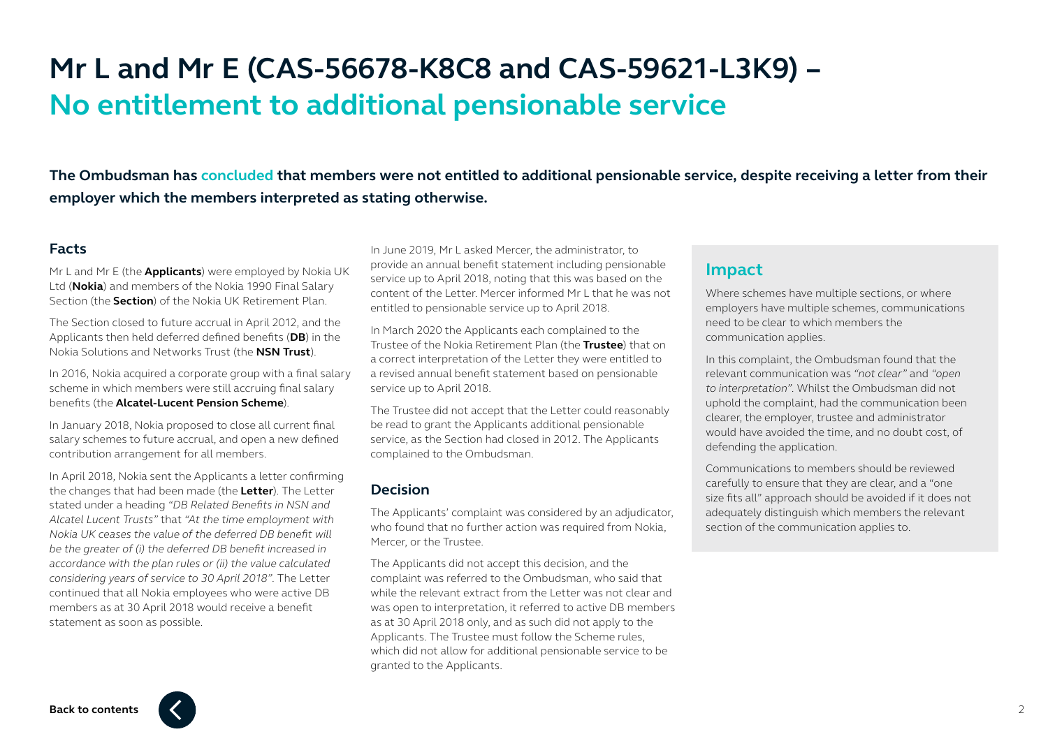# Mr L and Mr E (CAS-56678-K8C8 and CAS-59621-L3K9) – No entitlement to additional pensionable service

**The Ombudsman has concluded that members were not entitled to additional pensionable service, despite receiving a letter from their employer which the members interpreted as stating otherwise.**

## Facts

Mr L and Mr E (the **Applicants**) were employed by Nokia UK Ltd (**Nokia**) and members of the Nokia 1990 Final Salary Section (the **Section**) of the Nokia UK Retirement Plan.

The Section closed to future accrual in April 2012, and the Applicants then held deferred defined benefits (**DB**) in the Nokia Solutions and Networks Trust (the **NSN Trust**).

In 2016, Nokia acquired a corporate group with a final salary scheme in which members were still accruing final salary benefits (the **Alcatel-Lucent Pension Scheme**).

In January 2018, Nokia proposed to close all current final salary schemes to future accrual, and open a new defined contribution arrangement for all members.

In April 2018, Nokia sent the Applicants a letter confirming the changes that had been made (the **Letter**). The Letter stated under a heading *"DB Related Benefits in NSN and Alcatel Lucent Trusts"* that *"At the time employment with Nokia UK ceases the value of the deferred DB benefit will be the greater of (i) the deferred DB benefit increased in accordance with the plan rules or (ii) the value calculated considering years of service to 30 April 2018"*. The Letter continued that all Nokia employees who were active DB members as at 30 April 2018 would receive a benefit statement as soon as possible.

In June 2019, Mr L asked Mercer, the administrator, to provide an annual benefit statement including pensionable service up to April 2018, noting that this was based on the content of the Letter. Mercer informed Mr L that he was not entitled to pensionable service up to April 2018.

In March 2020 the Applicants each complained to the Trustee of the Nokia Retirement Plan (the **Trustee**) that on a correct interpretation of the Letter they were entitled to a revised annual benefit statement based on pensionable service up to April 2018.

The Trustee did not accept that the Letter could reasonably be read to grant the Applicants additional pensionable service, as the Section had closed in 2012. The Applicants complained to the Ombudsman.

## Decision

The Applicants' complaint was considered by an adjudicator, who found that no further action was required from Nokia, Mercer, or the Trustee.

The Applicants did not accept this decision, and the complaint was referred to the Ombudsman, who said that while the relevant extract from the Letter was not clear and was open to interpretation, it referred to active DB members as at 30 April 2018 only, and as such did not apply to the Applicants. The Trustee must follow the Scheme rules, which did not allow for additional pensionable service to be granted to the Applicants.

## Impact

Where schemes have multiple sections, or where employers have multiple schemes, communications need to be clear to which members the communication applies.

In this complaint, the Ombudsman found that the relevant communication was *"not clear"* and *"open to interpretation"*. Whilst the Ombudsman did not uphold the complaint, had the communication been clearer, the employer, trustee and administrator would have avoided the time, and no doubt cost, of defending the application.

Communications to members should be reviewed carefully to ensure that they are clear, and a "one size fits all" approach should be avoided if it does not adequately distinguish which members the relevant section of the communication applies to.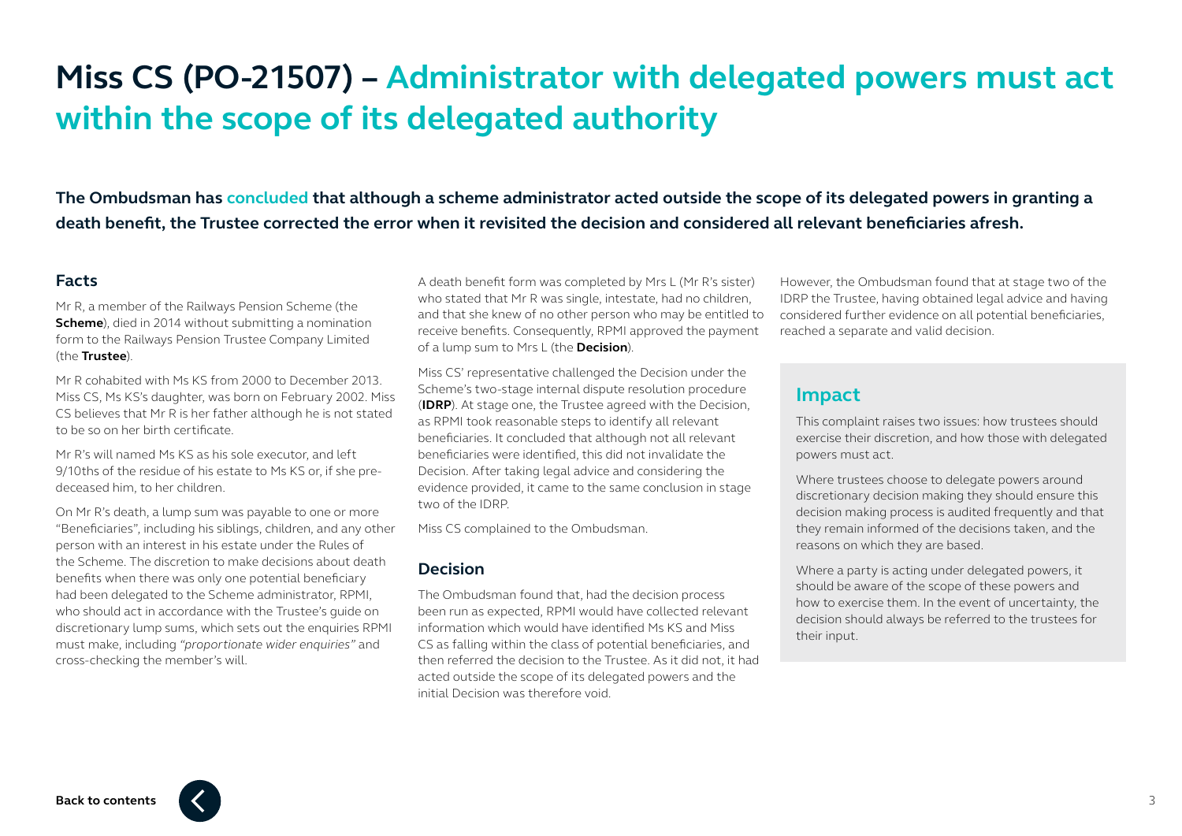# Miss CS (PO-21507) – Administrator with delegated powers must act within the scope of its delegated authority

**The Ombudsman has concluded that although a scheme administrator acted outside the scope of its delegated powers in granting a death benefit, the Trustee corrected the error when it revisited the decision and considered all relevant beneficiaries afresh.**

## Facts

Mr R, a member of the Railways Pension Scheme (the **Scheme**), died in 2014 without submitting a nomination form to the Railways Pension Trustee Company Limited (the **Trustee**).

Mr R cohabited with Ms KS from 2000 to December 2013. Miss CS, Ms KS's daughter, was born on February 2002. Miss CS believes that Mr R is her father although he is not stated to be so on her birth certificate.

Mr R's will named Ms KS as his sole executor, and left 9/10ths of the residue of his estate to Ms KS or, if she pre-deceased him, to her children.

On Mr R's death, a lump sum was payable to one or more "Beneficiaries", including his siblings, children, and any other person with an interest in his estate under the Rules of the Scheme. The discretion to make decisions about death benefits when there was only one potential beneficiary had been delegated to the Scheme administrator, RPMI, who should act in accordance with the Trustee's guide on discretionary lump sums, which sets out the enquiries RPMI must make, including *"proportionate wider enquiries"* and cross-checking the member's will.

A death benefit form was completed by Mrs L (Mr R's sister) who stated that Mr R was single, intestate, had no children, and that she knew of no other person who may be entitled to receive benefits. Consequently, RPMI approved the payment of a lump sum to Mrs L (the **Decision**).

Miss CS' representative challenged the Decision under the Scheme's two-stage internal dispute resolution procedure (**IDRP**). At stage one, the Trustee agreed with the Decision, as RPMI took reasonable steps to identify all relevant beneficiaries. It concluded that although not all relevant beneficiaries were identified, this did not invalidate the Decision. After taking legal advice and considering the evidence provided, it came to the same conclusion in stage two of the IDRP.

Miss CS complained to the Ombudsman.

## Decision

The Ombudsman found that, had the decision process been run as expected, RPMI would have collected relevant information which would have identified Ms KS and Miss CS as falling within the class of potential beneficiaries, and then referred the decision to the Trustee. As it did not, it had acted outside the scope of its delegated powers and the initial Decision was therefore void.

However, the Ombudsman found that at stage two of the IDRP the Trustee, having obtained legal advice and having considered further evidence on all potential beneficiaries, reached a separate and valid decision.

## Impact

This complaint raises two issues: how trustees should exercise their discretion, and how those with delegated powers must act.

Where trustees choose to delegate powers around discretionary decision making they should ensure this decision making process is audited frequently and that they remain informed of the decisions taken, and the reasons on which they are based.

Where a party is acting under delegated powers, it should be aware of the scope of these powers and how to exercise them. In the event of uncertainty, the decision should always be referred to the trustees for their input.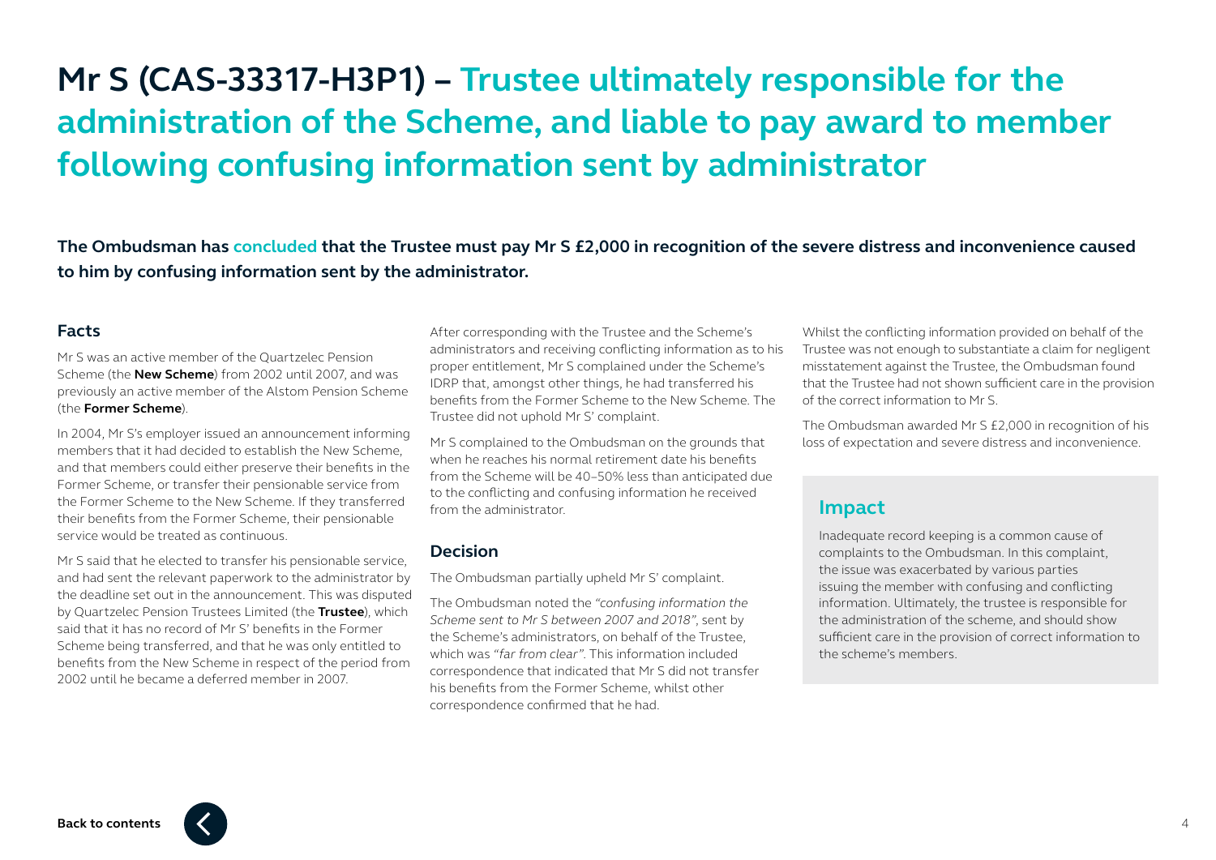# Mr S (CAS-33317-H3P1) – Trustee ultimately responsible for the administration of the Scheme, and liable to pay award to member following confusing information sent by administrator

**The Ombudsman has concluded that the Trustee must pay Mr S £2,000 in recognition of the severe distress and inconvenience caused to him by confusing information sent by the administrator.**

## Facts

Mr S was an active member of the Quartzelec Pension Scheme (the **New Scheme**) from 2002 until 2007, and was previously an active member of the Alstom Pension Scheme (the **Former Scheme**).

In 2004, Mr S's employer issued an announcement informing members that it had decided to establish the New Scheme, and that members could either preserve their benefits in the Former Scheme, or transfer their pensionable service from the Former Scheme to the New Scheme. If they transferred their benefits from the Former Scheme, their pensionable service would be treated as continuous.

Mr S said that he elected to transfer his pensionable service, and had sent the relevant paperwork to the administrator by the deadline set out in the announcement. This was disputed by Quartzelec Pension Trustees Limited (the **Trustee**), which said that it has no record of Mr S' benefits in the Former Scheme being transferred, and that he was only entitled to benefits from the New Scheme in respect of the period from 2002 until he became a deferred member in 2007.

After corresponding with the Trustee and the Scheme's administrators and receiving conflicting information as to his proper entitlement, Mr S complained under the Scheme's IDRP that, amongst other things, he had transferred his benefits from the Former Scheme to the New Scheme. The Trustee did not uphold Mr S' complaint.

Mr S complained to the Ombudsman on the grounds that when he reaches his normal retirement date his benefits from the Scheme will be 40–50% less than anticipated due to the conflicting and confusing information he received from the administrator.

## Decision

The Ombudsman partially upheld Mr S' complaint.

The Ombudsman noted the *"confusing information the Scheme sent to Mr S between 2007 and 2018"*, sent by the Scheme's administrators, on behalf of the Trustee, which was *"far from clear"*. This information included correspondence that indicated that Mr S did not transfer his benefits from the Former Scheme, whilst other correspondence confirmed that he had.

Whilst the conflicting information provided on behalf of the Trustee was not enough to substantiate a claim for negligent misstatement against the Trustee, the Ombudsman found that the Trustee had not shown sufficient care in the provision of the correct information to Mr S.

The Ombudsman awarded Mr S £2,000 in recognition of his loss of expectation and severe distress and inconvenience.

## Impact

Inadequate record keeping is a common cause of complaints to the Ombudsman. In this complaint, the issue was exacerbated by various parties issuing the member with confusing and conflicting information. Ultimately, the trustee is responsible for the administration of the scheme, and should show sufficient care in the provision of correct information to the scheme's members.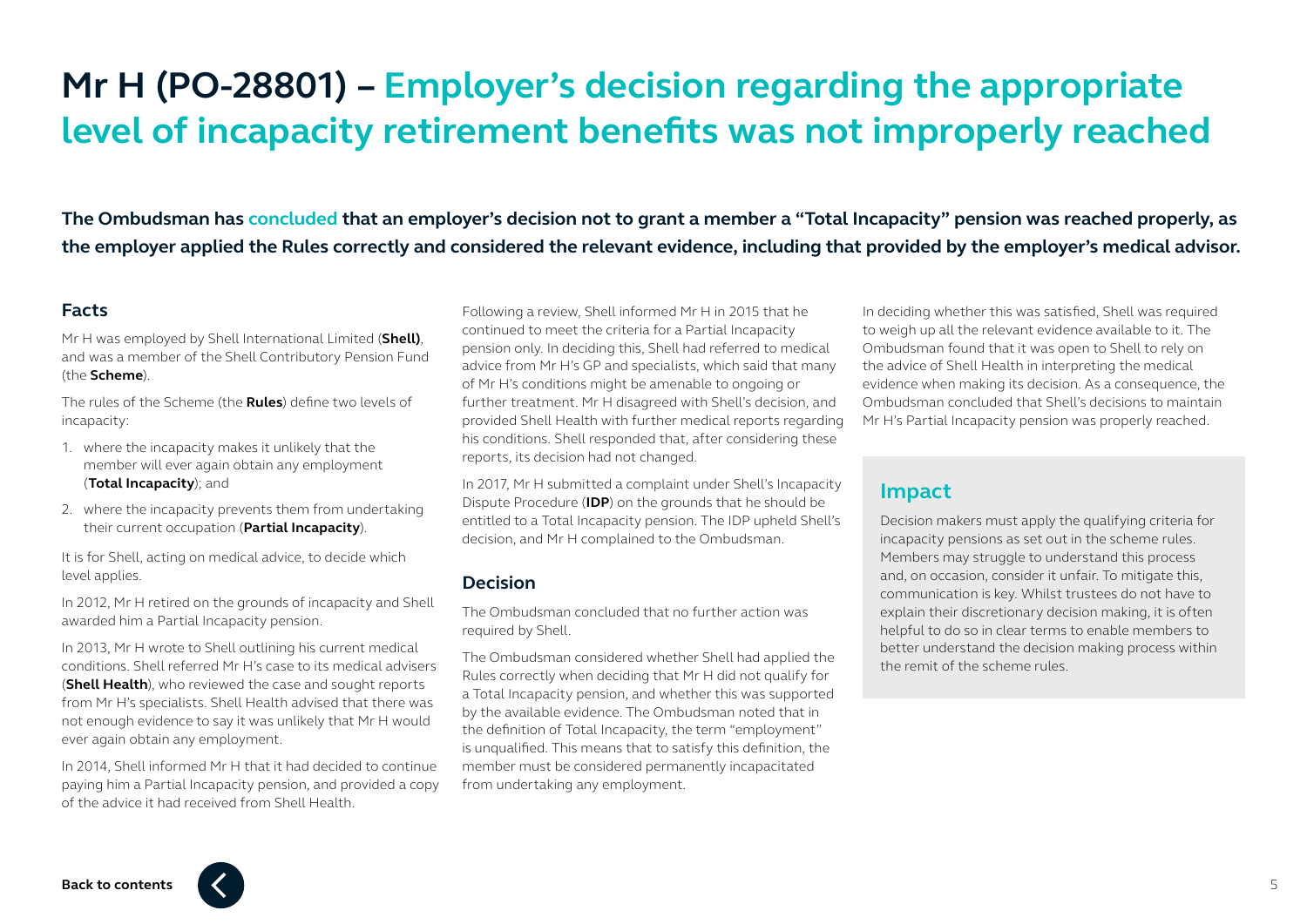# Mr H (PO-28801) – Employer's decision regarding the appropriate level of incapacity retirement benefits was not improperly reached

**The Ombudsman has concluded that an employer's decision not to grant a member a "Total Incapacity" pension was reached properly, as the employer applied the Rules correctly and considered the relevant evidence, including that provided by the employer's medical advisor.**

## Facts

Mr H was employed by Shell International Limited (**Shell)**, and was a member of the Shell Contributory Pension Fund (the **Scheme**).

The rules of the Scheme (the **Rules**) define two levels of incapacity:

1. where the incapacity makes it unlikely that the member will ever again obtain any employment (**Total Incapacity**); and
2. where the incapacity prevents them from undertaking their current occupation (**Partial Incapacity**).

It is for Shell, acting on medical advice, to decide which level applies.

In 2012, Mr H retired on the grounds of incapacity and Shell awarded him a Partial Incapacity pension.

In 2013, Mr H wrote to Shell outlining his current medical conditions. Shell referred Mr H's case to its medical advisers (**Shell Health**), who reviewed the case and sought reports from Mr H's specialists. Shell Health advised that there was not enough evidence to say it was unlikely that Mr H would ever again obtain any employment.

In 2014, Shell informed Mr H that it had decided to continue paying him a Partial Incapacity pension, and provided a copy of the advice it had received from Shell Health.

Following a review, Shell informed Mr H in 2015 that he continued to meet the criteria for a Partial Incapacity pension only. In deciding this, Shell had referred to medical advice from Mr H's GP and specialists, which said that many of Mr H's conditions might be amenable to ongoing or further treatment. Mr H disagreed with Shell's decision, and provided Shell Health with further medical reports regarding his conditions. Shell responded that, after considering these reports, its decision had not changed.

In 2017, Mr H submitted a complaint under Shell's Incapacity Dispute Procedure (**IDP**) on the grounds that he should be entitled to a Total Incapacity pension. The IDP upheld Shell's decision, and Mr H complained to the Ombudsman.

## Decision

The Ombudsman concluded that no further action was required by Shell.

The Ombudsman considered whether Shell had applied the Rules correctly when deciding that Mr H did not qualify for a Total Incapacity pension, and whether this was supported by the available evidence. The Ombudsman noted that in the definition of Total Incapacity, the term "employment" is unqualified. This means that to satisfy this definition, the member must be considered permanently incapacitated from undertaking any employment.

In deciding whether this was satisfied, Shell was required to weigh up all the relevant evidence available to it. The Ombudsman found that it was open to Shell to rely on the advice of Shell Health in interpreting the medical evidence when making its decision. As a consequence, the Ombudsman concluded that Shell's decisions to maintain Mr H's Partial Incapacity pension was properly reached.

## Impact

Decision makers must apply the qualifying criteria for incapacity pensions as set out in the scheme rules. Members may struggle to understand this process and, on occasion, consider it unfair. To mitigate this, communication is key. Whilst trustees do not have to explain their discretionary decision making, it is often helpful to do so in clear terms to enable members to better understand the decision making process within the remit of the scheme rules.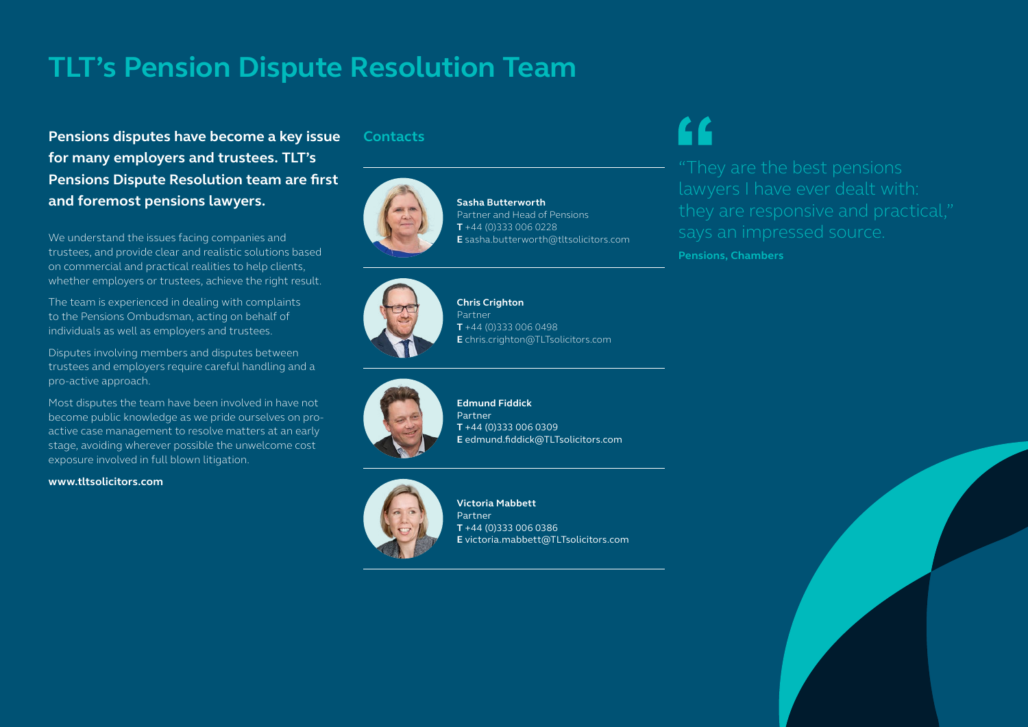# TLT's Pension Dispute Resolution Team

**Pensions disputes have become a key issue for many employers and trustees. TLT's Pensions Dispute Resolution team are first and foremost pensions lawyers.**

We understand the issues facing companies and trustees, and provide clear and realistic solutions based on commercial and practical realities to help clients, whether employers or trustees, achieve the right result.

The team is experienced in dealing with complaints to the Pensions Ombudsman, acting on behalf of individuals as well as employers and trustees.

Disputes involving members and disputes between trustees and employers require careful handling and a pro-active approach.

Most disputes the team have been involved in have not become public knowledge as we pride ourselves on pro-active case management to resolve matters at an early stage, avoiding wherever possible the unwelcome cost exposure involved in full blown litigation.

**www.tltsolicitors.com**

## Contacts

**Sasha Butterworth**
Partner and Head of Pensions
**T** +44 (0)333 006 0228
**E** sasha.butterworth@tltsolicitors.com

**Chris Crighton**
Partner
**T** +44 (0)333 006 0498
**E** chris.crighton@TLTsolicitors.com

**Edmund Fiddick**
Partner
**T** +44 (0)333 006 0309
**E** edmund.fiddick@TLTsolicitors.com

**Victoria Mabbett**
Partner
**T** +44 (0)333 006 0386
**E** victoria.mabbett@TLTsolicitors.com

> "They are the best pensions lawyers I have ever dealt with: they are responsive and practical," says an impressed source.
>
> **Pensions, Chambers**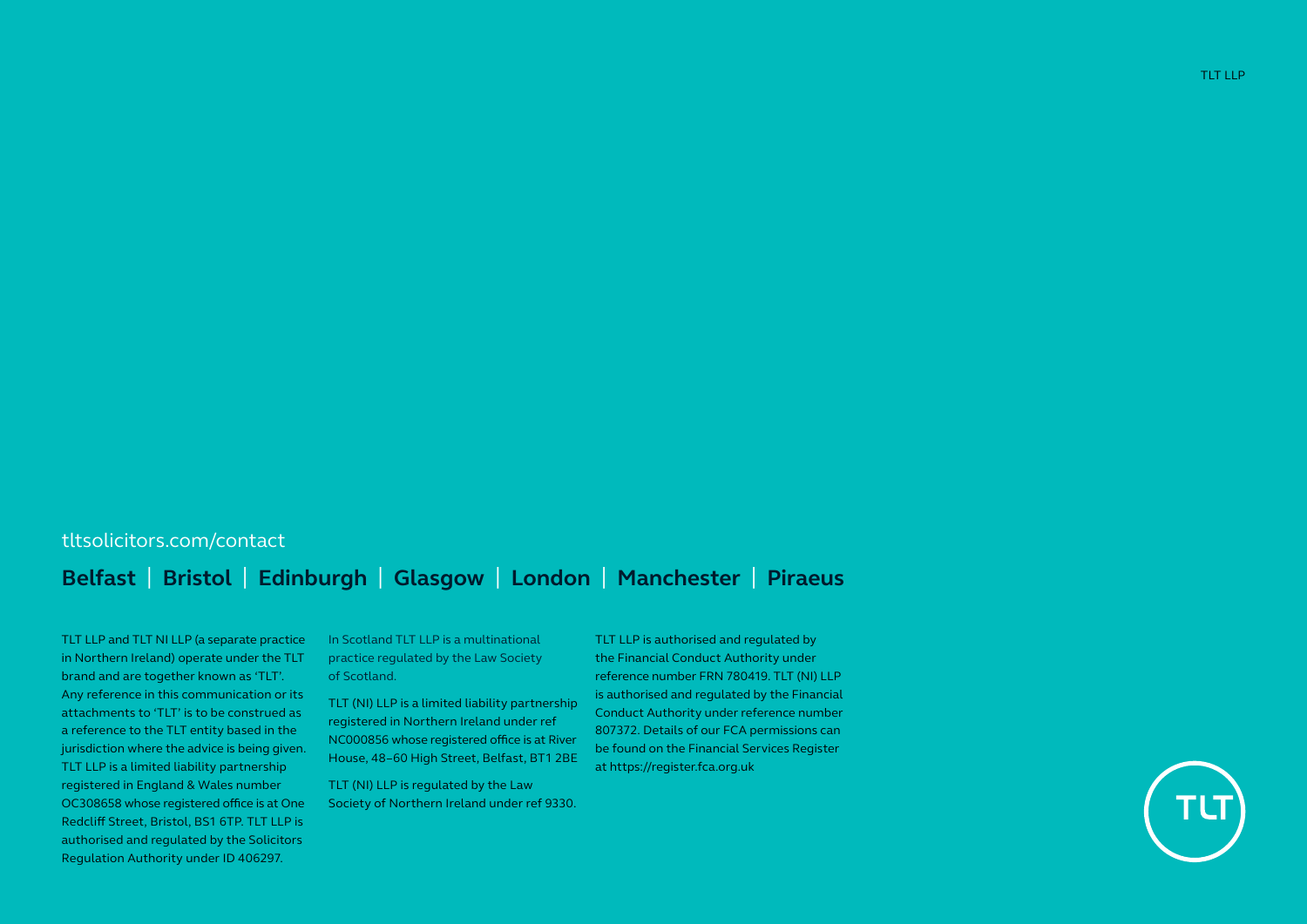tltsolicitors.com/contact

**Belfast | Bristol | Edinburgh | Glasgow | London | Manchester | Piraeus**

TLT LLP and TLT NI LLP (a separate practice in Northern Ireland) operate under the TLT brand and are together known as 'TLT'. Any reference in this communication or its attachments to 'TLT' is to be construed as a reference to the TLT entity based in the jurisdiction where the advice is being given. TLT LLP is a limited liability partnership registered in England & Wales number OC308658 whose registered office is at One Redcliff Street, Bristol, BS1 6TP. TLT LLP is authorised and regulated by the Solicitors Regulation Authority under ID 406297.

In Scotland TLT LLP is a multinational practice regulated by the Law Society of Scotland.

TLT (NI) LLP is a limited liability partnership registered in Northern Ireland under ref NC000856 whose registered office is at River House, 48–60 High Street, Belfast, BT1 2BE

TLT (NI) LLP is regulated by the Law Society of Northern Ireland under ref 9330.

TLT LLP is authorised and regulated by the Financial Conduct Authority under reference number FRN 780419. TLT (NI) LLP is authorised and regulated by the Financial Conduct Authority under reference number 807372. Details of our FCA permissions can be found on the Financial Services Register at https://register.fca.org.uk